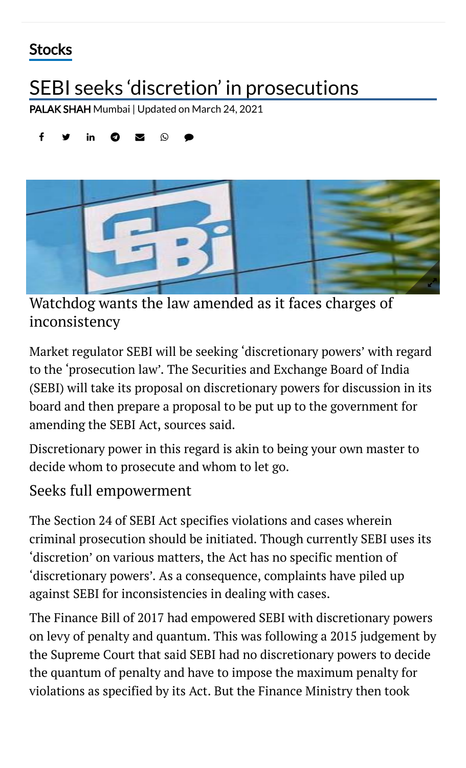Stocks

# SEBI seeks 'discretion' in prosecutions

**PALAK SHAH** Mumbai | Updated on March 24, 2021

Watchdog wants the law amended as it faces charges of inconsistency

Market regulator SEBI will be seeking 'discretionary powers' with regard to the 'prosecution law'. The Securities and Exchange Board of India (SEBI) will take its proposal on discretionary powers for discussion in its board and then prepare a proposal to be put up to the government for amending the SEBI Act, sources said.

Discretionary power in this regard is akin to being your own master to decide whom to prosecute and whom to let go.

## Seeks full empowerment

The Section 24 of SEBI Act specifies violations and cases wherein criminal prosecution should be initiated. Though currently SEBI uses its 'discretion' on various matters, the Act has no specific mention of 'discretionary powers'. As a consequence, complaints have piled up against SEBI for inconsistencies in dealing with cases.

The Finance Bill of 2017 had empowered SEBI with discretionary powers on levy of penalty and quantum. This was following a 2015 judgement by the Supreme Court that said SEBI had no discretionary powers to decide the quantum of penalty and have to impose the maximum penalty for violations as specified by its Act. But the Finance Ministry then took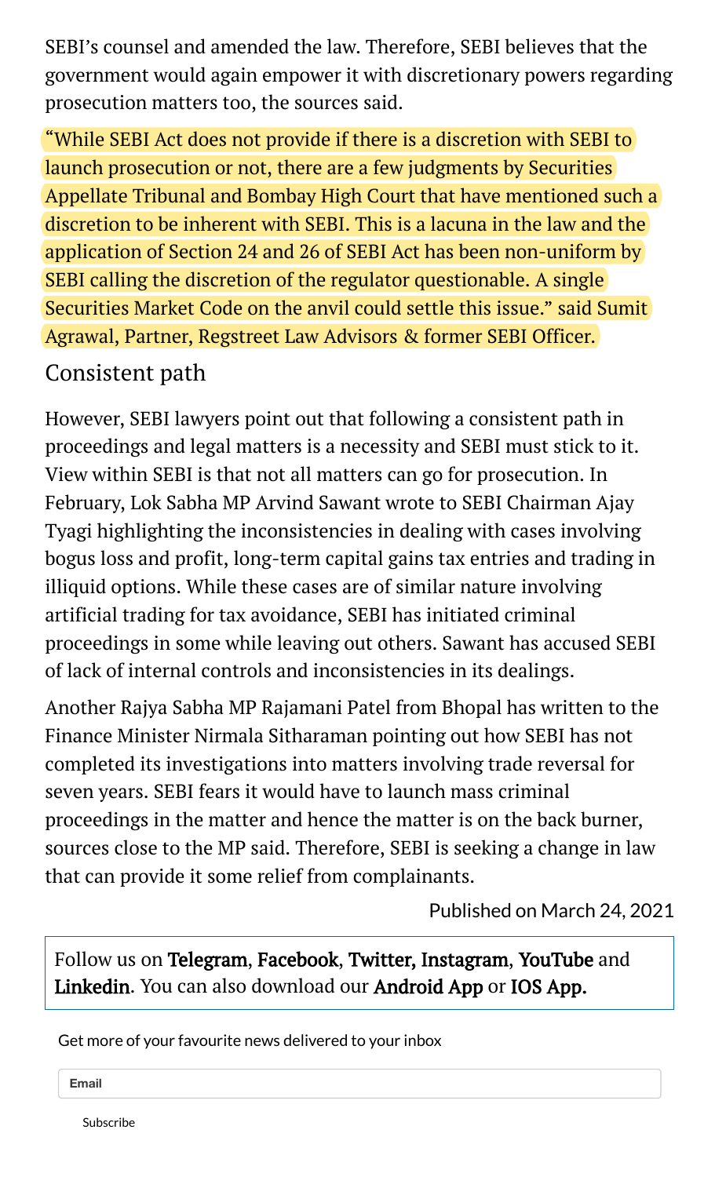SEBI's counsel and amended the law. Therefore, SEBI believes that the government would again empower it with discretionary powers regarding prosecution matters too, the sources said.

"While SEBI Act does not provide if there is a discretion with SEBI to launch prosecution or not, there are a few judgments by Securities Appellate Tribunal and Bombay High Court that have mentioned such a discretion to be inherent with SEBI. This is a lacuna in the law and the application of Section 24 and 26 of SEBI Act has been non-uniform by SEBI calling the discretion of the regulator questionable. A single Securities Market Code on the anvil could settle this issue." said Sumit Agrawal, Partner, Regstreet Law Advisors & former SEBI Officer.

## Consistent path

However, SEBI lawyers point out that following a consistent path in proceedings and legal matters is a necessity and SEBI must stick to it. View within SEBI is that not all matters can go for prosecution. In February, Lok Sabha MP Arvind Sawant wrote to SEBI Chairman Ajay Tyagi highlighting the inconsistencies in dealing with cases involving bogus loss and profit, long-term capital gains tax entries and trading in illiquid options. While these cases are of similar nature involving artificial trading for tax avoidance, SEBI has initiated criminal proceedings in some while leaving out others. Sawant has accused SEBI of lack of internal controls and inconsistencies in its dealings.

Another Rajya Sabha MP Rajamani Patel from Bhopal has written to the Finance Minister Nirmala Sitharaman pointing out how SEBI has not completed its investigations into matters involving trade reversal for seven years. SEBI fears it would have to launch mass criminal proceedings in the matter and hence the matter is on the back burner, sources close to the MP said. Therefore, SEBI is seeking a change in law that can provide it some relief from complainants.

Published on March 24, 2021

Follow us on **Telegram**, **Facebook**, **Twitter**, **Instagram**, **YouTube** and **Linkedin**. You can also download our **Android App** or **IOS App.**

Get more of your favourite news delivered to your inbox

Email

Subscribe